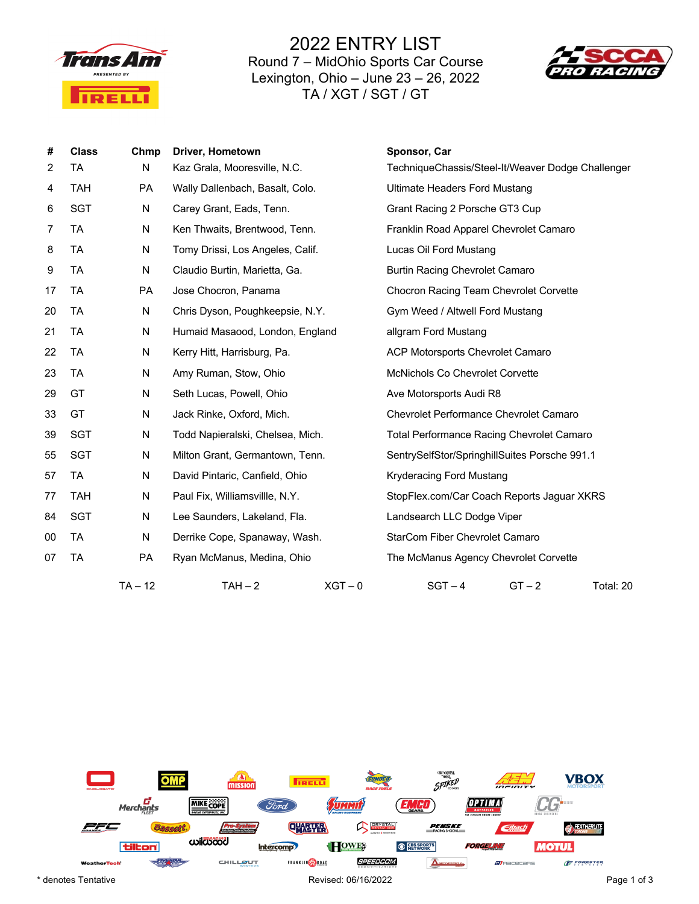# 2022 ENTRY LIST

## Round 7 – MidOhio Sports Car Course
## Lexington, Ohio – June 23 – 26, 2022
## TA / XGT / SGT / GT

| # | Class | Chmp | Driver, Hometown | Sponsor, Car |
|---|---|---|---|---|
| 2 | TA | N | Kaz Grala, Mooresville, N.C. | TechniqueChassis/Steel-It/Weaver Dodge Challenger |
| 4 | TAH | PA | Wally Dallenbach, Basalt, Colo. | Ultimate Headers Ford Mustang |
| 6 | SGT | N | Carey Grant, Eads, Tenn. | Grant Racing 2 Porsche GT3 Cup |
| 7 | TA | N | Ken Thwaits, Brentwood, Tenn. | Franklin Road Apparel Chevrolet Camaro |
| 8 | TA | N | Tomy Drissi, Los Angeles, Calif. | Lucas Oil Ford Mustang |
| 9 | TA | N | Claudio Burtin, Marietta, Ga. | Burtin Racing Chevrolet Camaro |
| 17 | TA | PA | Jose Chocron, Panama | Chocron Racing Team Chevrolet Corvette |
| 20 | TA | N | Chris Dyson, Poughkeepsie, N.Y. | Gym Weed / Altwell Ford Mustang |
| 21 | TA | N | Humaid Masaood, London, England | allgram Ford Mustang |
| 22 | TA | N | Kerry Hitt, Harrisburg, Pa. | ACP Motorsports Chevrolet Camaro |
| 23 | TA | N | Amy Ruman, Stow, Ohio | McNichols Co Chevrolet Corvette |
| 29 | GT | N | Seth Lucas, Powell, Ohio | Ave Motorsports Audi R8 |
| 33 | GT | N | Jack Rinke, Oxford, Mich. | Chevrolet Performance Chevrolet Camaro |
| 39 | SGT | N | Todd Napieralski, Chelsea, Mich. | Total Performance Racing Chevrolet Camaro |
| 55 | SGT | N | Milton Grant, Germantown, Tenn. | SentrySelfStor/SpringhillSuites Porsche 991.1 |
| 57 | TA | N | David Pintaric, Canfield, Ohio | Kryderacing Ford Mustang |
| 77 | TAH | N | Paul Fix, Williamsvillle, N.Y. | StopFlex.com/Car Coach Reports Jaguar XKRS |
| 84 | SGT | N | Lee Saunders, Lakeland, Fla. | Landsearch LLC Dodge Viper |
| 00 | TA | N | Derrike Cope, Spanaway, Wash. | StarCom Fiber Chevrolet Camaro |
| 07 | TA | PA | Ryan McManus, Medina, Ohio | The McManus Agency Chevrolet Corvette |

TA – 12 TAH – 2 XGT – 0 SGT – 4 GT – 2 Total: 20

\* denotes Tentative

Revised: 06/16/2022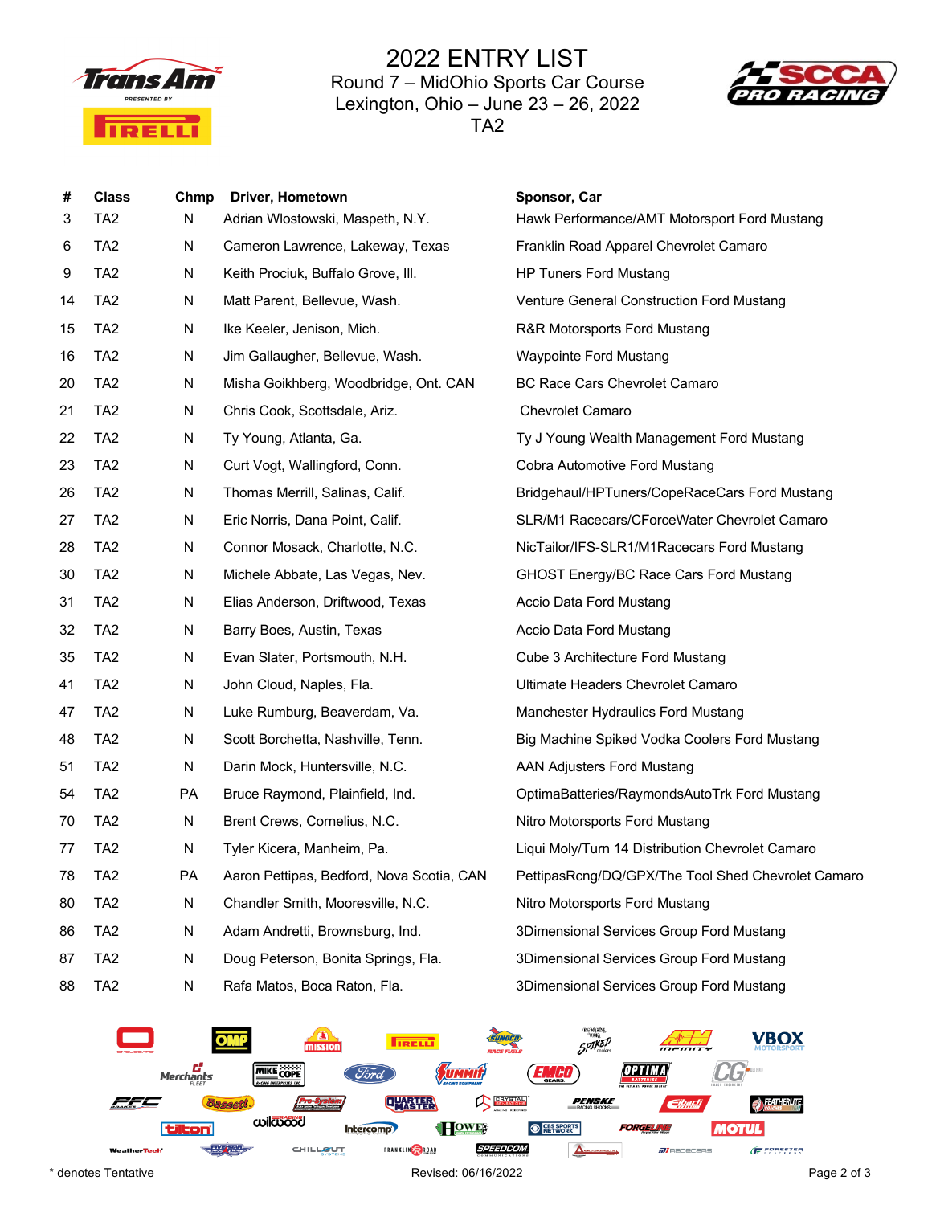# 2022 ENTRY LIST

## Round 7 – MidOhio Sports Car Course
## Lexington, Ohio – June 23 – 26, 2022
## TA2

| # | Class | Chmp | Driver, Hometown | Sponsor, Car |
|---|---|---|---|---|
| 3 | TA2 | N | Adrian Wlostowski, Maspeth, N.Y. | Hawk Performance/AMT Motorsport Ford Mustang |
| 6 | TA2 | N | Cameron Lawrence, Lakeway, Texas | Franklin Road Apparel Chevrolet Camaro |
| 9 | TA2 | N | Keith Prociuk, Buffalo Grove, Ill. | HP Tuners Ford Mustang |
| 14 | TA2 | N | Matt Parent, Bellevue, Wash. | Venture General Construction Ford Mustang |
| 15 | TA2 | N | Ike Keeler, Jenison, Mich. | R&R Motorsports Ford Mustang |
| 16 | TA2 | N | Jim Gallaugher, Bellevue, Wash. | Waypointe Ford Mustang |
| 20 | TA2 | N | Misha Goikhberg, Woodbridge, Ont. CAN | BC Race Cars Chevrolet Camaro |
| 21 | TA2 | N | Chris Cook, Scottsdale, Ariz. | Chevrolet Camaro |
| 22 | TA2 | N | Ty Young, Atlanta, Ga. | Ty J Young Wealth Management Ford Mustang |
| 23 | TA2 | N | Curt Vogt, Wallingford, Conn. | Cobra Automotive Ford Mustang |
| 26 | TA2 | N | Thomas Merrill, Salinas, Calif. | Bridgehaul/HPTuners/CopeRaceCars Ford Mustang |
| 27 | TA2 | N | Eric Norris, Dana Point, Calif. | SLR/M1 Racecars/CForceWater Chevrolet Camaro |
| 28 | TA2 | N | Connor Mosack, Charlotte, N.C. | NicTailor/IFS-SLR1/M1Racecars Ford Mustang |
| 30 | TA2 | N | Michele Abbate, Las Vegas, Nev. | GHOST Energy/BC Race Cars Ford Mustang |
| 31 | TA2 | N | Elias Anderson, Driftwood, Texas | Accio Data Ford Mustang |
| 32 | TA2 | N | Barry Boes, Austin, Texas | Accio Data Ford Mustang |
| 35 | TA2 | N | Evan Slater, Portsmouth, N.H. | Cube 3 Architecture Ford Mustang |
| 41 | TA2 | N | John Cloud, Naples, Fla. | Ultimate Headers Chevrolet Camaro |
| 47 | TA2 | N | Luke Rumburg, Beaverdam, Va. | Manchester Hydraulics Ford Mustang |
| 48 | TA2 | N | Scott Borchetta, Nashville, Tenn. | Big Machine Spiked Vodka Coolers Ford Mustang |
| 51 | TA2 | N | Darin Mock, Huntersville, N.C. | AAN Adjusters Ford Mustang |
| 54 | TA2 | PA | Bruce Raymond, Plainfield, Ind. | OptimaBatteries/RaymondsAutoTrk Ford Mustang |
| 70 | TA2 | N | Brent Crews, Cornelius, N.C. | Nitro Motorsports Ford Mustang |
| 77 | TA2 | N | Tyler Kicera, Manheim, Pa. | Liqui Moly/Turn 14 Distribution Chevrolet Camaro |
| 78 | TA2 | PA | Aaron Pettipas, Bedford, Nova Scotia, CAN | PettipasRcng/DQ/GPX/The Tool Shed Chevrolet Camaro |
| 80 | TA2 | N | Chandler Smith, Mooresville, N.C. | Nitro Motorsports Ford Mustang |
| 86 | TA2 | N | Adam Andretti, Brownsburg, Ind. | 3Dimensional Services Group Ford Mustang |
| 87 | TA2 | N | Doug Peterson, Bonita Springs, Fla. | 3Dimensional Services Group Ford Mustang |
| 88 | TA2 | N | Rafa Matos, Boca Raton, Fla. | 3Dimensional Services Group Ford Mustang |

\* denotes Tentative

Revised: 06/16/2022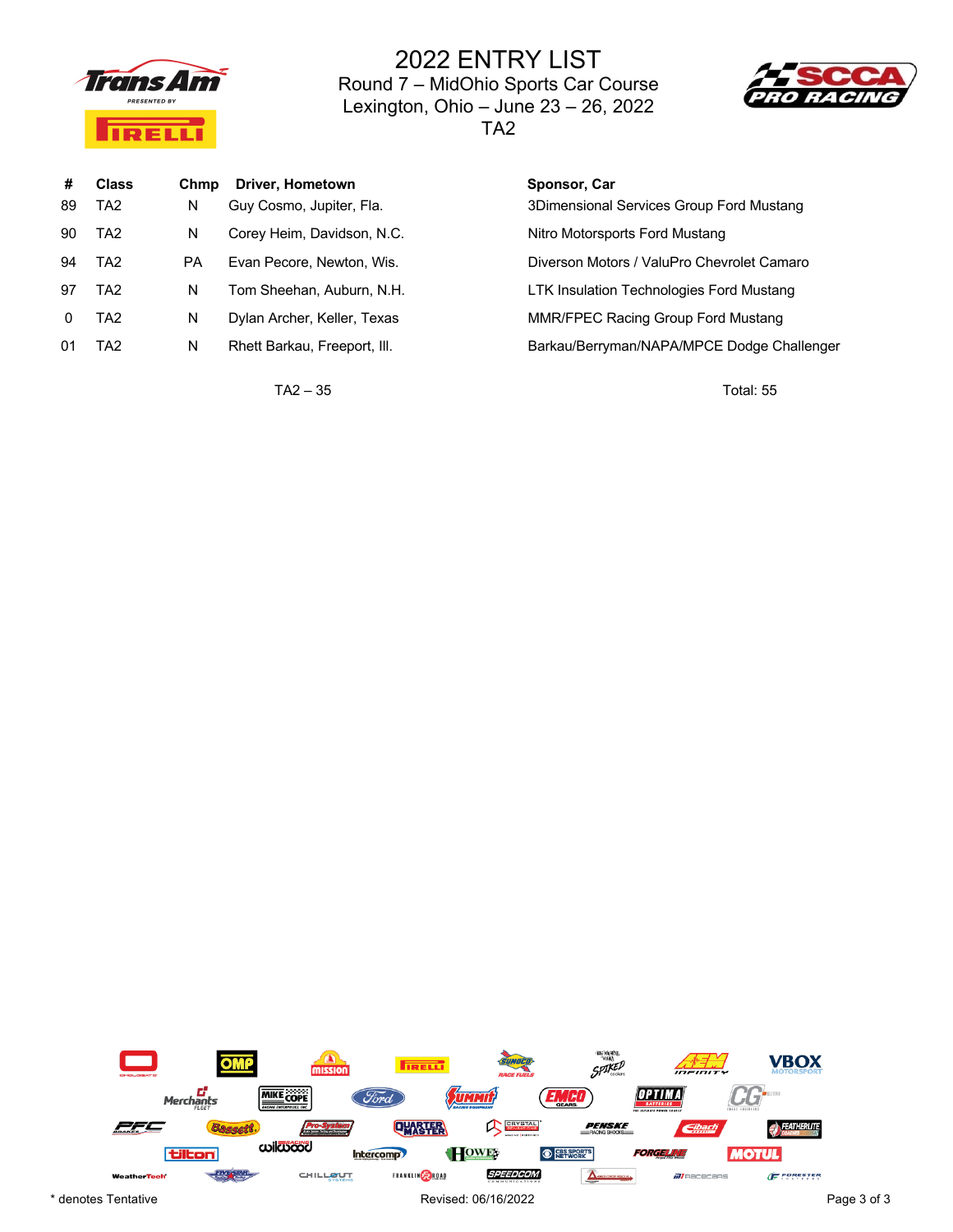# 2022 ENTRY LIST

Round 7 – MidOhio Sports Car Course
Lexington, Ohio – June 23 – 26, 2022
TA2

| # | Class | Chmp | Driver, Hometown | Sponsor, Car |
|---|---|---|---|---|
| 89 | TA2 | N | Guy Cosmo, Jupiter, Fla. | 3Dimensional Services Group Ford Mustang |
| 90 | TA2 | N | Corey Heim, Davidson, N.C. | Nitro Motorsports Ford Mustang |
| 94 | TA2 | PA | Evan Pecore, Newton, Wis. | Diverson Motors / ValuPro Chevrolet Camaro |
| 97 | TA2 | N | Tom Sheehan, Auburn, N.H. | LTK Insulation Technologies Ford Mustang |
| 0 | TA2 | N | Dylan Archer, Keller, Texas | MMR/FPEC Racing Group Ford Mustang |
| 01 | TA2 | N | Rhett Barkau, Freeport, Ill. | Barkau/Berryman/NAPA/MPCE Dodge Challenger |

TA2 – 35

Total: 55

\* denotes Tentative

Revised: 06/16/2022